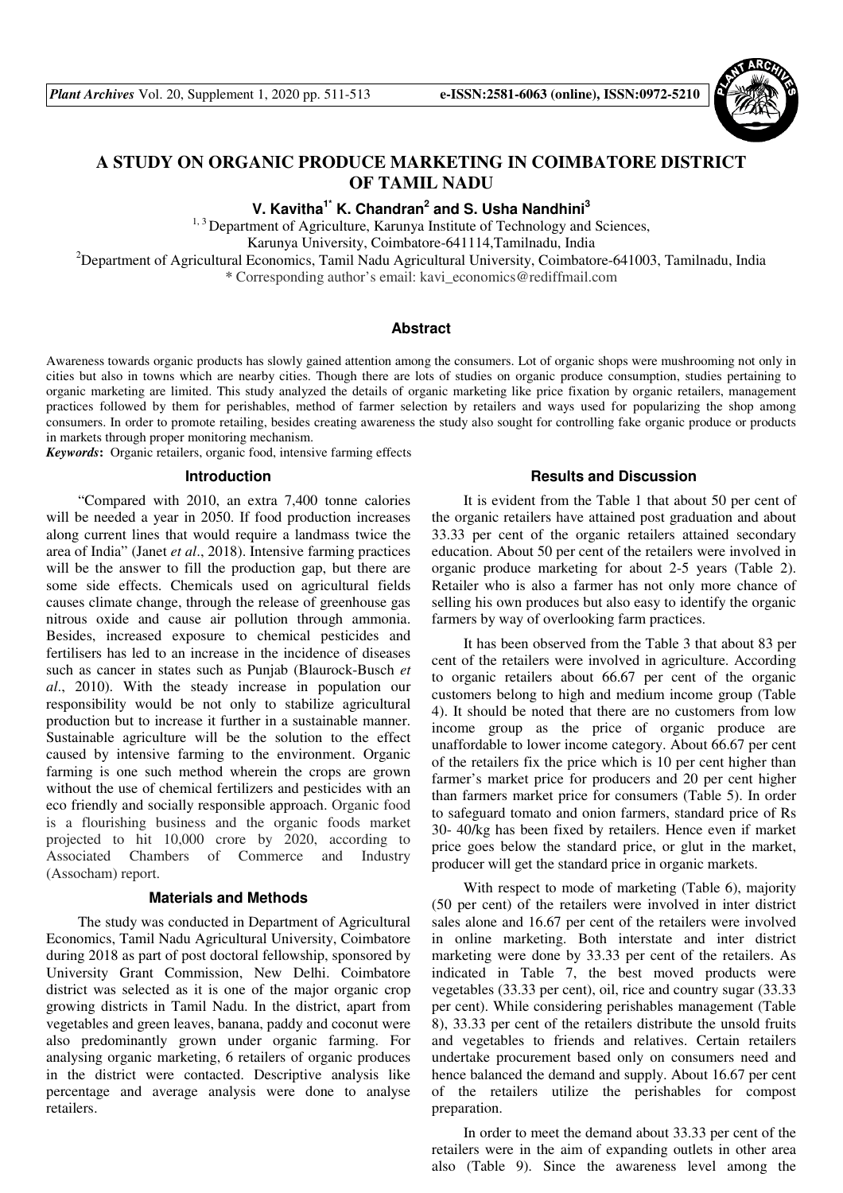# A STUDY ON ORGANIC PRODUCE MARKETING IN COIMBATORE DISTRICT OF TAMIL NADU

**V. Kavitha[1*] K. Chandran[2] and S. Usha Nandhini[3]**

[1, 3] Department of Agriculture, Karunya Institute of Technology and Sciences, Karunya University, Coimbatore-641114,Tamilnadu, India

[2] Department of Agricultural Economics, Tamil Nadu Agricultural University, Coimbatore-641003, Tamilnadu, India

* Corresponding author's email: kavi_economics@rediffmail.com

## Abstract

Awareness towards organic products has slowly gained attention among the consumers. Lot of organic shops were mushrooming not only in cities but also in towns which are nearby cities. Though there are lots of studies on organic produce consumption, studies pertaining to organic marketing are limited. This study analyzed the details of organic marketing like price fixation by organic retailers, management practices followed by them for perishables, method of farmer selection by retailers and ways used for popularizing the shop among consumers. In order to promote retailing, besides creating awareness the study also sought for controlling fake organic produce or products in markets through proper monitoring mechanism.

***Keywords*:** Organic retailers, organic food, intensive farming effects

## Introduction

"Compared with 2010, an extra 7,400 tonne calories will be needed a year in 2050. If food production increases along current lines that would require a landmass twice the area of India" (Janet *et al*., 2018). Intensive farming practices will be the answer to fill the production gap, but there are some side effects. Chemicals used on agricultural fields causes climate change, through the release of greenhouse gas nitrous oxide and cause air pollution through ammonia. Besides, increased exposure to chemical pesticides and fertilisers has led to an increase in the incidence of diseases such as cancer in states such as Punjab (Blaurock-Busch *et al*., 2010). With the steady increase in population our responsibility would be not only to stabilize agricultural production but to increase it further in a sustainable manner. Sustainable agriculture will be the solution to the effect caused by intensive farming to the environment. Organic farming is one such method wherein the crops are grown without the use of chemical fertilizers and pesticides with an eco friendly and socially responsible approach. Organic food is a flourishing business and the organic foods market projected to hit 10,000 crore by 2020, according to Associated Chambers of Commerce and Industry (Assocham) report.

## Materials and Methods

The study was conducted in Department of Agricultural Economics, Tamil Nadu Agricultural University, Coimbatore during 2018 as part of post doctoral fellowship, sponsored by University Grant Commission, New Delhi. Coimbatore district was selected as it is one of the major organic crop growing districts in Tamil Nadu. In the district, apart from vegetables and green leaves, banana, paddy and coconut were also predominantly grown under organic farming. For analysing organic marketing, 6 retailers of organic produces in the district were contacted. Descriptive analysis like percentage and average analysis were done to analyse retailers.

## Results and Discussion

It is evident from the Table 1 that about 50 per cent of the organic retailers have attained post graduation and about 33.33 per cent of the organic retailers attained secondary education. About 50 per cent of the retailers were involved in organic produce marketing for about 2-5 years (Table 2). Retailer who is also a farmer has not only more chance of selling his own produces but also easy to identify the organic farmers by way of overlooking farm practices.

It has been observed from the Table 3 that about 83 per cent of the retailers were involved in agriculture. According to organic retailers about 66.67 per cent of the organic customers belong to high and medium income group (Table 4). It should be noted that there are no customers from low income group as the price of organic produce are unaffordable to lower income category. About 66.67 per cent of the retailers fix the price which is 10 per cent higher than farmer's market price for producers and 20 per cent higher than farmers market price for consumers (Table 5). In order to safeguard tomato and onion farmers, standard price of Rs 30- 40/kg has been fixed by retailers. Hence even if market price goes below the standard price, or glut in the market, producer will get the standard price in organic markets.

With respect to mode of marketing (Table 6), majority (50 per cent) of the retailers were involved in inter district sales alone and 16.67 per cent of the retailers were involved in online marketing. Both interstate and inter district marketing were done by 33.33 per cent of the retailers. As indicated in Table 7, the best moved products were vegetables (33.33 per cent), oil, rice and country sugar (33.33 per cent). While considering perishables management (Table 8), 33.33 per cent of the retailers distribute the unsold fruits and vegetables to friends and relatives. Certain retailers undertake procurement based only on consumers need and hence balanced the demand and supply. About 16.67 per cent of the retailers utilize the perishables for compost preparation.

In order to meet the demand about 33.33 per cent of the retailers were in the aim of expanding outlets in other area also (Table 9). Since the awareness level among the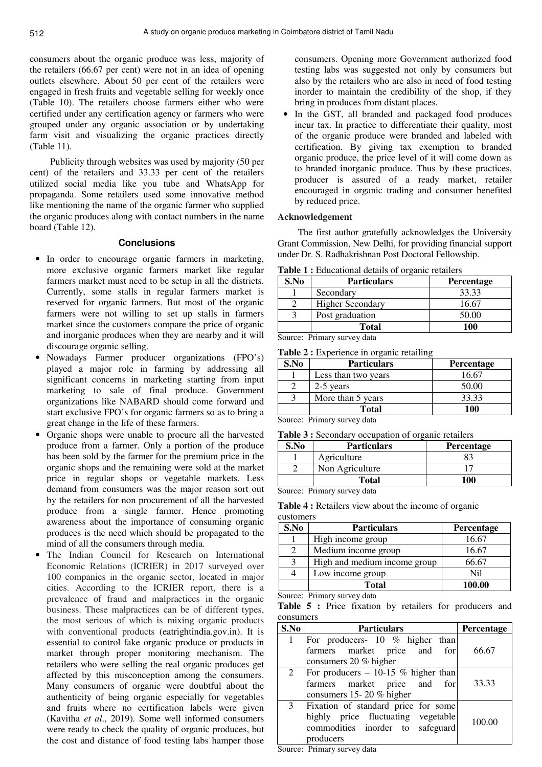consumers about the organic produce was less, majority of the retailers (66.67 per cent) were not in an idea of opening outlets elsewhere. About 50 per cent of the retailers were engaged in fresh fruits and vegetable selling for weekly once (Table 10). The retailers choose farmers either who were certified under any certification agency or farmers who were grouped under any organic association or by undertaking farm visit and visualizing the organic practices directly (Table 11).

Publicity through websites was used by majority (50 per cent) of the retailers and 33.33 per cent of the retailers utilized social media like you tube and WhatsApp for propaganda. Some retailers used some innovative method like mentioning the name of the organic farmer who supplied the organic produces along with contact numbers in the name board (Table 12).

## Conclusions

- In order to encourage organic farmers in marketing, more exclusive organic farmers market like regular farmers market must need to be setup in all the districts. Currently, some stalls in regular farmers market is reserved for organic farmers. But most of the organic farmers were not willing to set up stalls in farmers market since the customers compare the price of organic and inorganic produces when they are nearby and it will discourage organic selling.
- Nowadays Farmer producer organizations (FPO's) played a major role in farming by addressing all significant concerns in marketing starting from input marketing to sale of final produce. Government organizations like NABARD should come forward and start exclusive FPO's for organic farmers so as to bring a great change in the life of these farmers.
- Organic shops were unable to procure all the harvested produce from a farmer. Only a portion of the produce has been sold by the farmer for the premium price in the organic shops and the remaining were sold at the market price in regular shops or vegetable markets. Less demand from consumers was the major reason sort out by the retailers for non procurement of all the harvested produce from a single farmer. Hence promoting awareness about the importance of consuming organic produces is the need which should be propagated to the mind of all the consumers through media.
- The Indian Council for Research on International Economic Relations (ICRIER) in 2017 surveyed over 100 companies in the organic sector, located in major cities. According to the ICRIER report, there is a prevalence of fraud and malpractices in the organic business. These malpractices can be of different types, the most serious of which is mixing organic products with conventional products (eatrightindia.gov.in). It is essential to control fake organic produce or products in market through proper monitoring mechanism. The retailers who were selling the real organic produces get affected by this misconception among the consumers. Many consumers of organic were doubtful about the authenticity of being organic especially for vegetables and fruits where no certification labels were given (Kavitha *et al*., 2019). Some well informed consumers were ready to check the quality of organic produces, but the cost and distance of food testing labs hamper those consumers. Opening more Government authorized food testing labs was suggested not only by consumers but also by the retailers who are also in need of food testing inorder to maintain the credibility of the shop, if they bring in produces from distant places.
- In the GST, all branded and packaged food produces incur tax. In practice to differentiate their quality, most of the organic produce were branded and labeled with certification. By giving tax exemption to branded organic produce, the price level of it will come down as to branded inorganic produce. Thus by these practices, producer is assured of a ready market, retailer encouraged in organic trading and consumer benefited by reduced price.

### Acknowledgement

The first author gratefully acknowledges the University Grant Commission, New Delhi, for providing financial support under Dr. S. Radhakrishnan Post Doctoral Fellowship.

**Table 1 :** Educational details of organic retailers

| S.No | Particulars | Percentage |
|---|---|---|
| 1 | Secondary | 33.33 |
| 2 | Higher Secondary | 16.67 |
| 3 | Post graduation | 50.00 |
| | **Total** | **100** |

Source: Primary survey data

**Table 2 :** Experience in organic retailing

| S.No | Particulars | Percentage |
|---|---|---|
| 1 | Less than two years | 16.67 |
| 2 | 2-5 years | 50.00 |
| 3 | More than 5 years | 33.33 |
| | **Total** | **100** |

Source: Primary survey data

**Table 3 :** Secondary occupation of organic retailers

| S.No | Particulars | Percentage |
|---|---|---|
| 1 | Agriculture | 83 |
| 2 | Non Agriculture | 17 |
| | **Total** | **100** |

Source: Primary survey data

**Table 4 :** Retailers view about the income of organic customers

| S.No | Particulars | Percentage |
|---|---|---|
| 1 | High income group | 16.67 |
| 2 | Medium income group | 16.67 |
| 3 | High and medium income group | 66.67 |
| 4 | Low income group | Nil |
| | **Total** | **100.00** |

Source: Primary survey data

**Table 5 :** Price fixation by retailers for producers and consumers

| S.No | Particulars | Percentage |
|---|---|---|
| 1 | For producers- 10 % higher than farmers market price and for consumers 20 % higher | 66.67 |
| 2 | For producers – 10-15 % higher than farmers market price and for consumers 15- 20 % higher | 33.33 |
| 3 | Fixation of standard price for some highly price fluctuating vegetable commodities inorder to safeguard producers | 100.00 |

Source: Primary survey data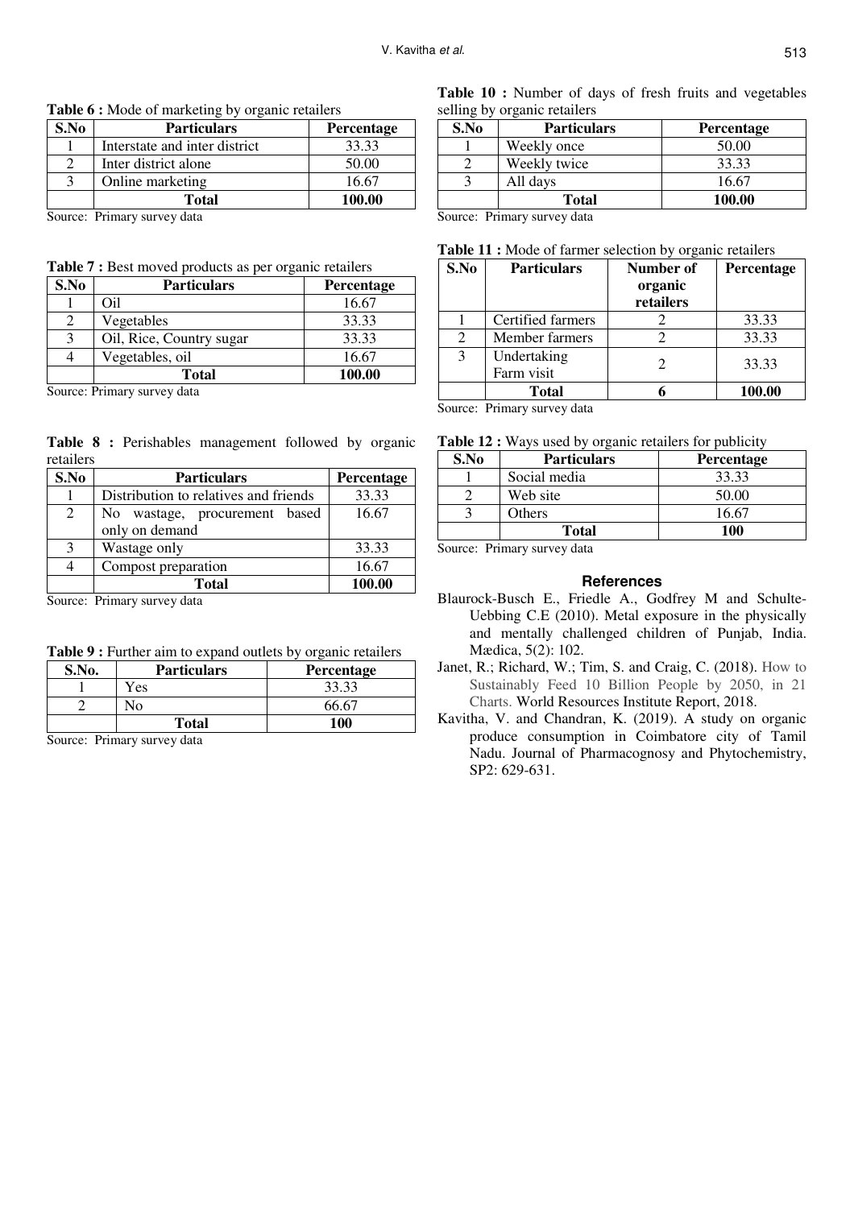**Table 6 :** Mode of marketing by organic retailers

| S.No | Particulars | Percentage |
|---|---|---|
| 1 | Interstate and inter district | 33.33 |
| 2 | Inter district alone | 50.00 |
| 3 | Online marketing | 16.67 |
| | **Total** | **100.00** |

Source: Primary survey data

**Table 7 :** Best moved products as per organic retailers

| S.No | Particulars | Percentage |
|---|---|---|
| 1 | Oil | 16.67 |
| 2 | Vegetables | 33.33 |
| 3 | Oil, Rice, Country sugar | 33.33 |
| 4 | Vegetables, oil | 16.67 |
| | **Total** | **100.00** |

Source: Primary survey data

**Table 8 :** Perishables management followed by organic retailers

| S.No | Particulars | Percentage |
|---|---|---|
| 1 | Distribution to relatives and friends | 33.33 |
| 2 | No wastage, procurement based only on demand | 16.67 |
| 3 | Wastage only | 33.33 |
| 4 | Compost preparation | 16.67 |
| | **Total** | **100.00** |

Source: Primary survey data

**Table 9 :** Further aim to expand outlets by organic retailers

| S.No. | Particulars | Percentage |
|---|---|---|
| 1 | Yes | 33.33 |
| 2 | No | 66.67 |
| | **Total** | **100** |

Source: Primary survey data

**Table 10 :** Number of days of fresh fruits and vegetables selling by organic retailers

| S.No | Particulars | Percentage |
|---|---|---|
| 1 | Weekly once | 50.00 |
| 2 | Weekly twice | 33.33 |
| 3 | All days | 16.67 |
| | **Total** | **100.00** |

Source: Primary survey data

**Table 11 :** Mode of farmer selection by organic retailers

| S.No | Particulars | Number of organic retailers | Percentage |
|---|---|---|---|
| 1 | Certified farmers | 2 | 33.33 |
| 2 | Member farmers | 2 | 33.33 |
| 3 | Undertaking Farm visit | 2 | 33.33 |
| | **Total** | **6** | **100.00** |

Source: Primary survey data

**Table 12 :** Ways used by organic retailers for publicity

| S.No | Particulars | Percentage |
|---|---|---|
| 1 | Social media | 33.33 |
| 2 | Web site | 50.00 |
| 3 | Others | 16.67 |
| | **Total** | **100** |

Source: Primary survey data

## References

Blaurock-Busch E., Friedle A., Godfrey M and Schulte-Uebbing C.E (2010). Metal exposure in the physically and mentally challenged children of Punjab, India. Mædica, 5(2): 102.

Janet, R.; Richard, W.; Tim, S. and Craig, C. (2018). How to Sustainably Feed 10 Billion People by 2050, in 21 Charts. World Resources Institute Report, 2018.

Kavitha, V. and Chandran, K. (2019). A study on organic produce consumption in Coimbatore city of Tamil Nadu. Journal of Pharmacognosy and Phytochemistry, SP2: 629-631.